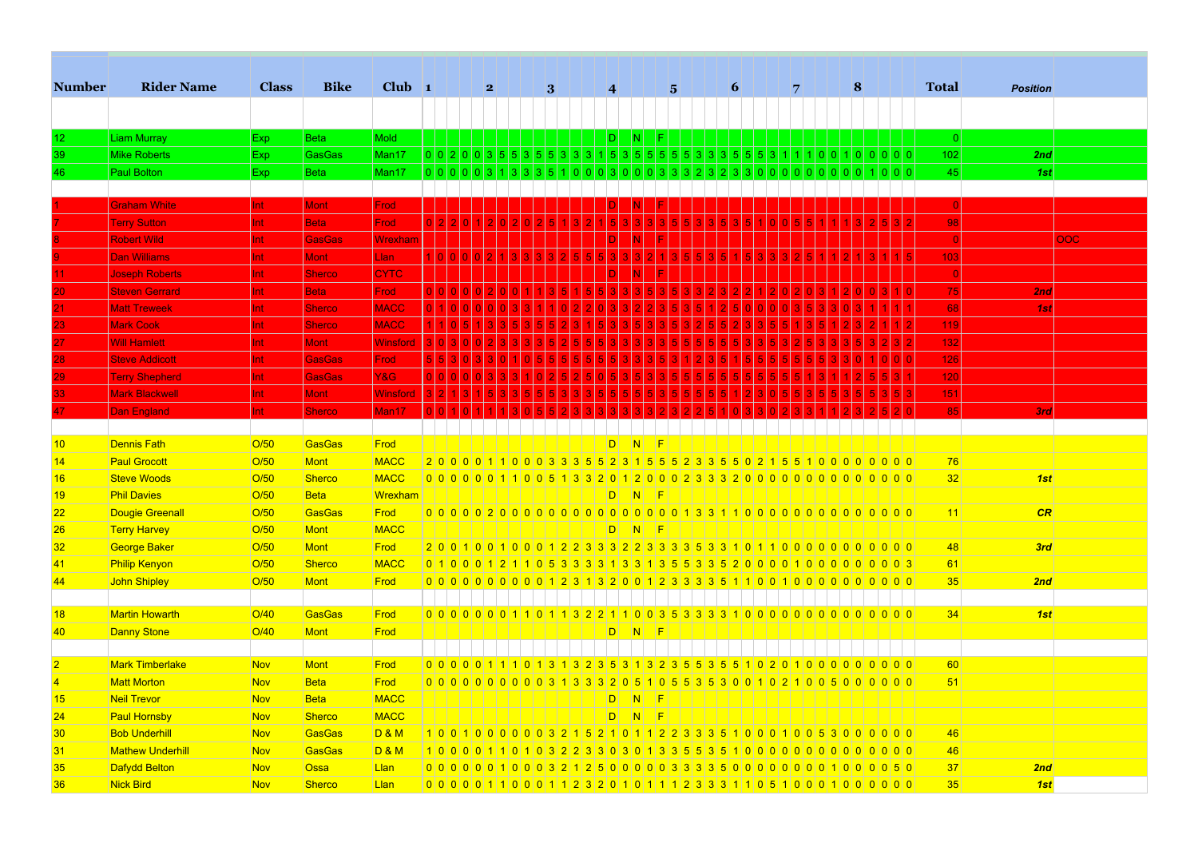| Number | Rider Name | Class | Bike | Club | 1 | | | | | 2 | | | | | 3 | | | | | 4 | | | | | 5 | | | | | 6 | | | | | 7 | | | | | 8 | | | | | Total | Position | |
|---|---|---|---|---|---|---|---|---|---|---|---|---|---|---|---|---|---|---|---|---|---|---|---|---|---|---|---|---|---|---|---|---|---|---|---|---|---|---|---|---|---|---|---|---|---|---|---|
| 12 | Liam Murray | Exp | Beta | Mold | | | | | | | | | | | | | | | | D | | N | | F | | | | | | | | | | | | | | | | | | | | | 0 | | |
| 39 | Mike Roberts | Exp | GasGas | Man17 | 0 | 0 | 2 | 0 | 0 | 3 | 5 | 5 | 3 | 5 | 5 | 3 | 3 | 3 | 1 | 5 | 3 | 5 | 5 | 5 | 5 | 5 | 3 | 3 | 3 | 5 | 5 | 5 | 3 | 1 | 1 | 1 | 0 | 0 | 1 | 0 | 0 | 0 | 0 | 0 | 102 | *2nd* | |
| 46 | Paul Bolton | Exp | Beta | Man17 | 0 | 0 | 0 | 0 | 0 | 3 | 1 | 3 | 3 | 3 | 5 | 1 | 0 | 0 | 0 | 3 | 0 | 0 | 0 | 3 | 3 | 3 | 2 | 3 | 2 | 3 | 3 | 0 | 0 | 0 | 0 | 0 | 0 | 0 | 0 | 0 | 1 | 0 | 0 | 0 | 45 | *1st* | |
| 1 | Graham White | Int | Mont | Frod | | | | | | | | | | | | | | | | D | | N | | F | | | | | | | | | | | | | | | | | | | | | 0 | | |
| 7 | Terry Sutton | Int | Beta | Frod | 0 | 2 | 2 | 0 | 1 | 2 | 0 | 2 | 0 | 2 | 5 | 1 | 3 | 2 | 1 | 5 | 3 | 3 | 3 | 3 | 5 | 5 | 3 | 3 | 5 | 3 | 5 | 1 | 0 | 0 | 5 | 5 | 1 | 1 | 1 | 3 | 2 | 5 | 3 | 2 | 98 | | |
| 8 | Robert Wild | Int | GasGas | Wrexham | | | | | | | | | | | | | | | | D | | N | | F | | | | | | | | | | | | | | | | | | | | | 0 | | OOC |
| 9 | Dan Williams | Int | Mont | Llan | 1 | 0 | 0 | 0 | 0 | 2 | 1 | 3 | 3 | 3 | 3 | 2 | 5 | 5 | 5 | 3 | 3 | 3 | 2 | 1 | 3 | 5 | 5 | 3 | 5 | 1 | 5 | 3 | 3 | 3 | 2 | 5 | 1 | 1 | 2 | 1 | 3 | 1 | 1 | 5 | 103 | | |
| 11 | Joseph Roberts | Int | Sherco | CYTC | | | | | | | | | | | | | | | | D | | N | | F | | | | | | | | | | | | | | | | | | | | | 0 | | |
| 20 | Steven Gerrard | Int | Beta | Frod | 0 | 0 | 0 | 0 | 0 | 2 | 0 | 0 | 1 | 1 | 3 | 5 | 1 | 5 | 5 | 3 | 3 | 3 | 5 | 3 | 5 | 3 | 3 | 2 | 3 | 2 | 2 | 1 | 2 | 0 | 2 | 0 | 3 | 1 | 2 | 0 | 0 | 3 | 1 | 0 | 75 | *2nd* | |
| 21 | Matt Treweek | Int | Sherco | MACC | 0 | 1 | 0 | 0 | 0 | 0 | 0 | 3 | 3 | 1 | 1 | 0 | 2 | 2 | 0 | 3 | 3 | 2 | 2 | 3 | 5 | 3 | 5 | 1 | 2 | 5 | 0 | 0 | 0 | 0 | 3 | 5 | 3 | 3 | 0 | 3 | 1 | 1 | 1 | 1 | 68 | *1st* | |
| 23 | Mark Cook | Int | Sherco | MACC | 1 | 1 | 0 | 5 | 1 | 3 | 3 | 5 | 3 | 5 | 5 | 2 | 3 | 1 | 5 | 3 | 3 | 5 | 3 | 3 | 5 | 3 | 2 | 5 | 5 | 2 | 3 | 3 | 5 | 5 | 1 | 3 | 5 | 1 | 2 | 3 | 2 | 1 | 1 | 2 | 119 | | |
| 27 | Will Hamlett | Int | Mont | Winsford | 3 | 0 | 3 | 0 | 0 | 2 | 3 | 3 | 3 | 3 | 5 | 2 | 5 | 5 | 5 | 3 | 3 | 3 | 3 | 3 | 5 | 5 | 5 | 5 | 5 | 5 | 3 | 3 | 5 | 3 | 2 | 5 | 3 | 3 | 3 | 5 | 3 | 2 | 3 | 2 | 132 | | |
| 28 | Steve Addicott | Int | GasGas | Frod | 5 | 5 | 3 | 0 | 3 | 3 | 0 | 1 | 0 | 5 | 5 | 5 | 5 | 5 | 5 | 5 | 3 | 3 | 3 | 5 | 3 | 1 | 2 | 3 | 5 | 1 | 5 | 5 | 5 | 5 | 5 | 5 | 5 | 3 | 3 | 0 | 1 | 0 | 0 | 0 | 126 | | |
| 29 | Terry Shepherd | Int | GasGas | Y&G | 0 | 0 | 0 | 0 | 0 | 3 | 3 | 3 | 1 | 0 | 2 | 5 | 2 | 5 | 0 | 5 | 3 | 5 | 3 | 3 | 5 | 5 | 5 | 5 | 5 | 5 | 5 | 5 | 5 | 5 | 5 | 1 | 3 | 1 | 1 | 2 | 5 | 5 | 3 | 1 | 120 | | |
| 33 | Mark Blackwell | Int | Mont | Winsford | 3 | 2 | 1 | 3 | 1 | 5 | 3 | 3 | 5 | 5 | 5 | 3 | 3 | 3 | 5 | 5 | 5 | 5 | 5 | 3 | 5 | 5 | 5 | 5 | 5 | 1 | 2 | 3 | 0 | 5 | 5 | 3 | 5 | 5 | 3 | 5 | 5 | 3 | 5 | 3 | 151 | | |
| 47 | Dan England | Int | Sherco | Man17 | 0 | 0 | 1 | 0 | 1 | 1 | 1 | 3 | 0 | 5 | 5 | 2 | 3 | 3 | 3 | 3 | 3 | 3 | 3 | 2 | 3 | 2 | 2 | 5 | 1 | 0 | 3 | 3 | 0 | 2 | 3 | 3 | 1 | 1 | 2 | 3 | 2 | 5 | 2 | 0 | 85 | *3rd* | |
| 10 | Dennis Fath | O/50 | GasGas | Frod | | | | | | | | | | | | | | | | D | | N | | F | | | | | | | | | | | | | | | | | | | | | | | |
| 14 | Paul Grocott | O/50 | Mont | MACC | 2 | 0 | 0 | 0 | 0 | 1 | 1 | 0 | 0 | 0 | 3 | 3 | 3 | 5 | 5 | 2 | 3 | 1 | 5 | 5 | 5 | 2 | 3 | 3 | 5 | 5 | 0 | 2 | 1 | 5 | 5 | 1 | 0 | 0 | 0 | 0 | 0 | 0 | 0 | 0 | 76 | | |
| 16 | Steve Woods | O/50 | Sherco | MACC | 0 | 0 | 0 | 0 | 0 | 0 | 1 | 1 | 0 | 0 | 5 | 1 | 3 | 3 | 2 | 0 | 1 | 2 | 0 | 0 | 0 | 2 | 3 | 3 | 3 | 2 | 0 | 0 | 0 | 0 | 0 | 0 | 0 | 0 | 0 | 0 | 0 | 0 | 0 | 0 | 32 | *1st* | |
| 19 | Phil Davies | O/50 | Beta | Wrexham | | | | | | | | | | | | | | | | D | | N | | F | | | | | | | | | | | | | | | | | | | | | | | |
| 22 | Dougie Greenall | O/50 | GasGas | Frod | 0 | 0 | 0 | 0 | 0 | 2 | 0 | 0 | 0 | 0 | 0 | 0 | 0 | 0 | 0 | 0 | 0 | 0 | 0 | 0 | 0 | 1 | 3 | 3 | 1 | 1 | 0 | 0 | 0 | 0 | 0 | 0 | 0 | 0 | 0 | 0 | 0 | 0 | 0 | 0 | 11 | *CR* | |
| 26 | Terry Harvey | O/50 | Mont | MACC | | | | | | | | | | | | | | | | D | | N | | F | | | | | | | | | | | | | | | | | | | | | | | |
| 32 | George Baker | O/50 | Mont | Frod | 2 | 0 | 0 | 1 | 0 | 0 | 1 | 0 | 0 | 0 | 1 | 2 | 2 | 3 | 3 | 3 | 2 | 2 | 3 | 3 | 3 | 3 | 5 | 3 | 3 | 1 | 0 | 1 | 1 | 0 | 0 | 0 | 0 | 0 | 0 | 0 | 0 | 0 | 0 | 0 | 48 | *3rd* | |
| 41 | Philip Kenyon | O/50 | Sherco | MACC | 0 | 1 | 0 | 0 | 0 | 1 | 2 | 1 | 1 | 0 | 5 | 3 | 3 | 3 | 3 | 1 | 3 | 3 | 1 | 3 | 5 | 5 | 3 | 3 | 5 | 2 | 0 | 0 | 0 | 0 | 1 | 0 | 0 | 0 | 0 | 0 | 0 | 0 | 0 | 3 | 61 | | |
| 44 | John Shipley | O/50 | Mont | Frod | 0 | 0 | 0 | 0 | 0 | 0 | 0 | 0 | 0 | 0 | 1 | 2 | 3 | 1 | 3 | 2 | 0 | 0 | 1 | 2 | 3 | 3 | 3 | 3 | 5 | 1 | 1 | 0 | 0 | 1 | 0 | 0 | 0 | 0 | 0 | 0 | 0 | 0 | 0 | 0 | 35 | *2nd* | |
| 18 | Martin Howarth | O/40 | GasGas | Frod | 0 | 0 | 0 | 0 | 0 | 0 | 0 | 1 | 1 | 0 | 1 | 1 | 3 | 2 | 2 | 1 | 1 | 0 | 0 | 3 | 5 | 3 | 3 | 3 | 3 | 1 | 0 | 0 | 0 | 0 | 0 | 0 | 0 | 0 | 0 | 0 | 0 | 0 | 0 | 0 | 34 | *1st* | |
| 40 | Danny Stone | O/40 | Mont | Frod | | | | | | | | | | | | | | | | D | | N | | F | | | | | | | | | | | | | | | | | | | | | | | |
| 2 | Mark Timberlake | Nov | Mont | Frod | 0 | 0 | 0 | 0 | 0 | 1 | 1 | 1 | 0 | 1 | 3 | 1 | 3 | 2 | 3 | 5 | 3 | 1 | 3 | 2 | 3 | 5 | 5 | 3 | 5 | 5 | 1 | 0 | 2 | 0 | 1 | 0 | 0 | 0 | 0 | 0 | 0 | 0 | 0 | 0 | 60 | | |
| 4 | Matt Morton | Nov | Beta | Frod | 0 | 0 | 0 | 0 | 0 | 0 | 0 | 0 | 0 | 0 | 3 | 1 | 3 | 3 | 3 | 2 | 0 | 5 | 1 | 0 | 5 | 5 | 3 | 5 | 3 | 0 | 0 | 1 | 0 | 2 | 1 | 0 | 0 | 5 | 0 | 0 | 0 | 0 | 0 | 0 | 51 | | |
| 15 | Neil Trevor | Nov | Beta | MACC | | | | | | | | | | | | | | | | D | | N | | F | | | | | | | | | | | | | | | | | | | | | | | |
| 24 | Paul Hornsby | Nov | Sherco | MACC | | | | | | | | | | | | | | | | D | | N | | F | | | | | | | | | | | | | | | | | | | | | | | |
| 30 | Bob Underhill | Nov | GasGas | D & M | 1 | 0 | 0 | 1 | 0 | 0 | 0 | 0 | 0 | 0 | 3 | 2 | 1 | 5 | 2 | 1 | 0 | 1 | 1 | 2 | 2 | 3 | 3 | 3 | 5 | 1 | 0 | 0 | 0 | 1 | 0 | 0 | 5 | 3 | 0 | 0 | 0 | 0 | 0 | 0 | 46 | | |
| 31 | Mathew Underhill | Nov | GasGas | D & M | 1 | 0 | 0 | 0 | 0 | 1 | 1 | 0 | 1 | 0 | 3 | 2 | 2 | 3 | 3 | 0 | 3 | 0 | 1 | 3 | 3 | 5 | 5 | 3 | 5 | 1 | 0 | 0 | 0 | 0 | 0 | 0 | 0 | 0 | 0 | 0 | 0 | 0 | 0 | 0 | 46 | | |
| 35 | Dafydd Belton | Nov | Ossa | Llan | 0 | 0 | 0 | 0 | 0 | 0 | 1 | 0 | 0 | 0 | 3 | 2 | 1 | 2 | 5 | 0 | 0 | 0 | 0 | 0 | 3 | 3 | 3 | 3 | 5 | 0 | 0 | 0 | 0 | 0 | 0 | 0 | 0 | 1 | 0 | 0 | 0 | 0 | 5 | 0 | 37 | *2nd* | |
| 36 | Nick Bird | Nov | Sherco | Llan | 0 | 0 | 0 | 0 | 0 | 1 | 1 | 0 | 0 | 0 | 1 | 1 | 2 | 3 | 2 | 0 | 1 | 0 | 1 | 1 | 1 | 2 | 3 | 3 | 3 | 1 | 1 | 0 | 5 | 1 | 0 | 0 | 0 | 1 | 0 | 0 | 0 | 0 | 0 | 0 | 35 | *1st* | |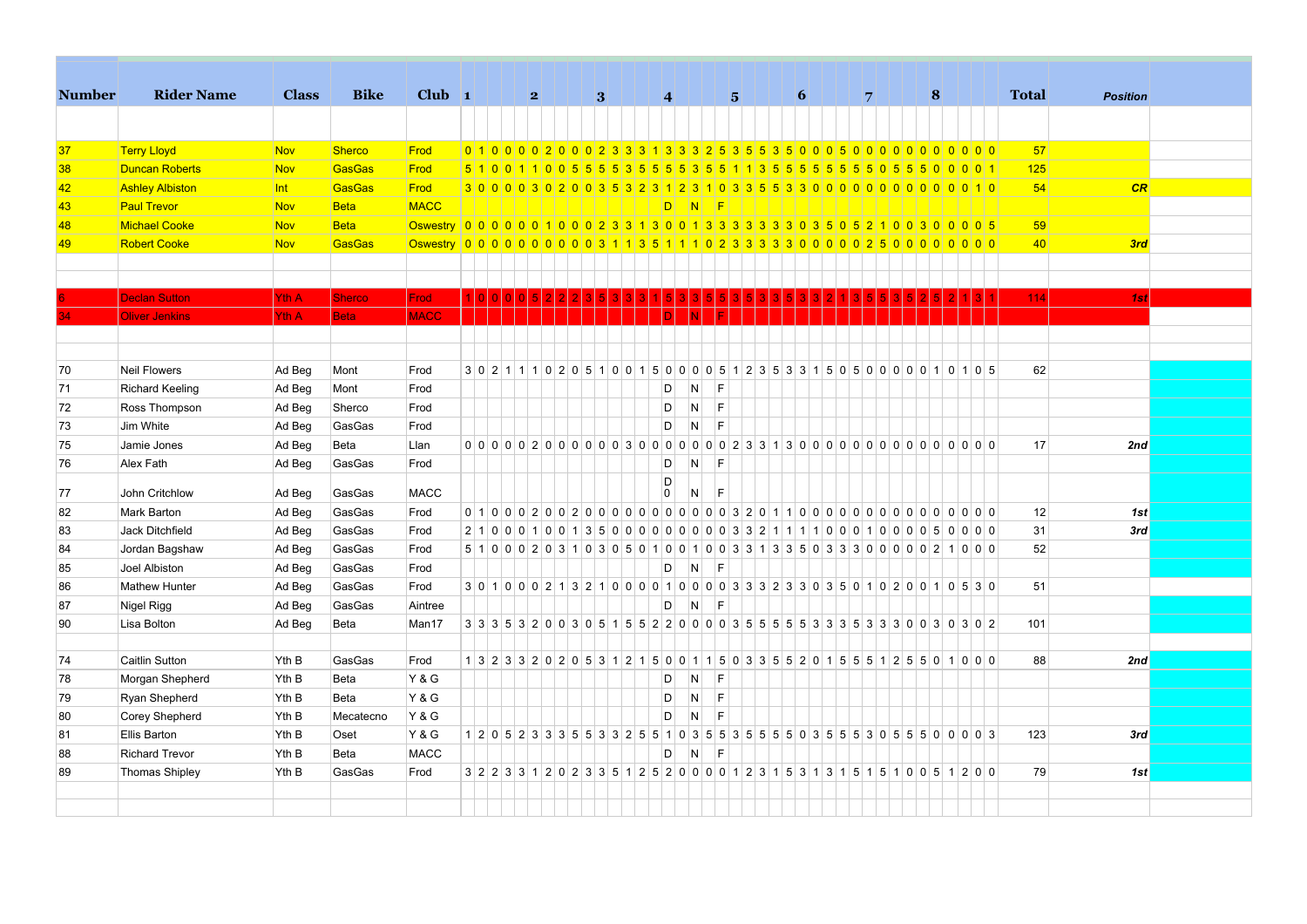| Number | Rider Name | Class | Bike | Club | 1 | 2 | 3 | 4 | 5 | 6 | 7 | 8 | Total | Position |
|---|---|---|---|---|---|---|---|---|---|---|---|---|---|---|
| 37 | Terry Lloyd | Nov | Sherco | Frod | 0 1 0 0 0 | 0 2 0 0 0 | 2 3 3 3 1 | 3 3 3 2 5 | 3 5 5 3 5 | 0 0 0 5 0 | 0 0 0 0 0 | 0 0 0 0 0 | 57 | |
| 38 | Duncan Roberts | Nov | GasGas | Frod | 5 1 0 0 1 | 1 0 0 5 5 | 5 5 3 5 5 | 5 5 5 3 5 | 5 1 1 3 5 | 5 5 5 5 5 | 5 5 0 5 5 | 5 0 0 0 1 | 125 | |
| 42 | Ashley Albiston | Int | GasGas | Frod | 3 0 0 0 0 | 3 0 2 0 0 | 3 5 3 2 3 | 1 2 3 1 0 | 3 3 5 5 3 | 3 0 0 0 0 | 0 0 0 0 0 | 0 0 0 1 0 | 54 | CR |
| 43 | Paul Trevor | Nov | Beta | MACC | | | | D N F | | | | | | |
| 48 | Michael Cooke | Nov | Beta | Oswestry | 0 0 0 0 0 | 0 1 0 0 0 | 2 3 3 1 3 | 0 0 1 3 3 | 3 3 3 3 3 | 0 3 5 0 5 | 2 1 0 0 3 | 0 0 0 0 5 | 59 | |
| 49 | Robert Cooke | Nov | GasGas | Oswestry | 0 0 0 0 0 | 0 0 0 0 0 | 3 1 1 3 5 | 1 1 1 0 2 | 3 3 3 3 3 | 0 0 0 0 0 | 2 5 0 0 0 | 0 0 0 0 0 | 40 | 3rd |
| 6 | Declan Sutton | Yth A | Sherco | Frod | 1 0 0 0 5 | 2 2 2 3 5 | 3 3 3 1 5 | 3 3 5 5 3 | 5 3 5 3 5 | 3 3 2 1 3 | 5 5 3 5 2 | 5 2 1 3 1 | 114 | 1st |
| 34 | Oliver Jenkins | Yth A | Beta | MACC | | | | D N F | | | | | | |
| 70 | Neil Flowers | Ad Beg | Mont | Frod | 3 0 2 1 1 | 1 0 2 0 5 | 1 0 0 1 5 | 0 0 0 0 5 | 1 2 3 5 3 | 3 1 5 0 5 | 0 0 0 0 0 | 1 0 1 0 5 | 62 | |
| 71 | Richard Keeling | Ad Beg | Mont | Frod | | | | D N F | | | | | | |
| 72 | Ross Thompson | Ad Beg | Sherco | Frod | | | | D N F | | | | | | |
| 73 | Jim White | Ad Beg | GasGas | Frod | | | | D N F | | | | | | |
| 75 | Jamie Jones | Ad Beg | Beta | Llan | 0 0 0 0 0 | 2 0 0 0 0 | 0 0 0 3 0 | 0 0 0 0 0 | 0 2 3 3 1 | 3 0 0 0 0 | 0 0 0 0 0 | 0 0 0 0 0 | 17 | 2nd |
| 76 | Alex Fath | Ad Beg | GasGas | Frod | | | | D N F | | | | | | |
| 77 | John Critchlow | Ad Beg | GasGas | MACC | | | | D 0 N F | | | | | | |
| 82 | Mark Barton | Ad Beg | GasGas | Frod | 0 1 0 0 0 | 2 0 0 2 0 | 0 0 0 0 0 | 0 0 0 0 0 | 3 2 0 1 1 | 0 0 0 0 0 | 0 0 0 0 0 | 0 0 0 0 0 | 12 | 1st |
| 83 | Jack Ditchfield | Ad Beg | GasGas | Frod | 2 1 0 0 0 | 1 0 0 1 3 | 5 0 0 0 0 | 0 0 0 0 0 | 3 3 2 1 1 | 1 1 0 0 0 | 1 0 0 0 0 | 5 0 0 0 0 | 31 | 3rd |
| 84 | Jordan Bagshaw | Ad Beg | GasGas | Frod | 5 1 0 0 0 | 2 0 3 1 0 | 3 0 5 0 1 | 0 0 1 0 0 | 3 3 1 3 3 | 5 0 3 3 3 | 0 0 0 0 0 | 2 1 0 0 0 | 52 | |
| 85 | Joel Albiston | Ad Beg | GasGas | Frod | | | | D N F | | | | | | |
| 86 | Mathew Hunter | Ad Beg | GasGas | Frod | 3 0 1 0 0 | 0 2 1 3 2 | 1 0 0 0 0 | 1 0 0 0 0 | 3 3 3 2 3 | 3 0 3 5 0 | 1 0 2 0 0 | 1 0 5 3 0 | 51 | |
| 87 | Nigel Rigg | Ad Beg | GasGas | Aintree | | | | D N F | | | | | | |
| 90 | Lisa Bolton | Ad Beg | Beta | Man17 | 3 3 3 5 3 | 2 0 0 3 0 | 5 1 5 5 2 | 2 0 0 0 0 | 3 5 5 5 5 | 5 3 3 3 5 | 3 3 3 0 0 | 3 0 3 0 2 | 101 | |
| 74 | Caitlin Sutton | Yth B | GasGas | Frod | 1 3 2 3 3 | 2 0 2 0 5 | 3 1 2 1 5 | 0 0 1 1 5 | 0 3 3 5 5 | 2 0 1 5 5 | 5 1 2 5 5 | 0 1 0 0 0 | 88 | 2nd |
| 78 | Morgan Shepherd | Yth B | Beta | Y & G | | | | D N F | | | | | | |
| 79 | Ryan Shepherd | Yth B | Beta | Y & G | | | | D N F | | | | | | |
| 80 | Corey Shepherd | Yth B | Mecatecno | Y & G | | | | D N F | | | | | | |
| 81 | Ellis Barton | Yth B | Oset | Y & G | 1 2 0 5 2 | 3 3 3 5 5 | 3 3 2 5 5 | 1 0 3 5 5 | 3 5 5 5 5 | 0 3 5 5 5 | 3 0 5 5 5 | 0 0 0 0 3 | 123 | 3rd |
| 88 | Richard Trevor | Yth B | Beta | MACC | | | | D N F | | | | | | |
| 89 | Thomas Shipley | Yth B | GasGas | Frod | 3 2 2 3 3 | 1 2 0 2 3 | 3 5 1 2 5 | 2 0 0 0 0 | 1 2 3 1 5 | 3 1 3 1 5 | 1 5 1 0 0 | 5 1 2 0 0 | 79 | 1st |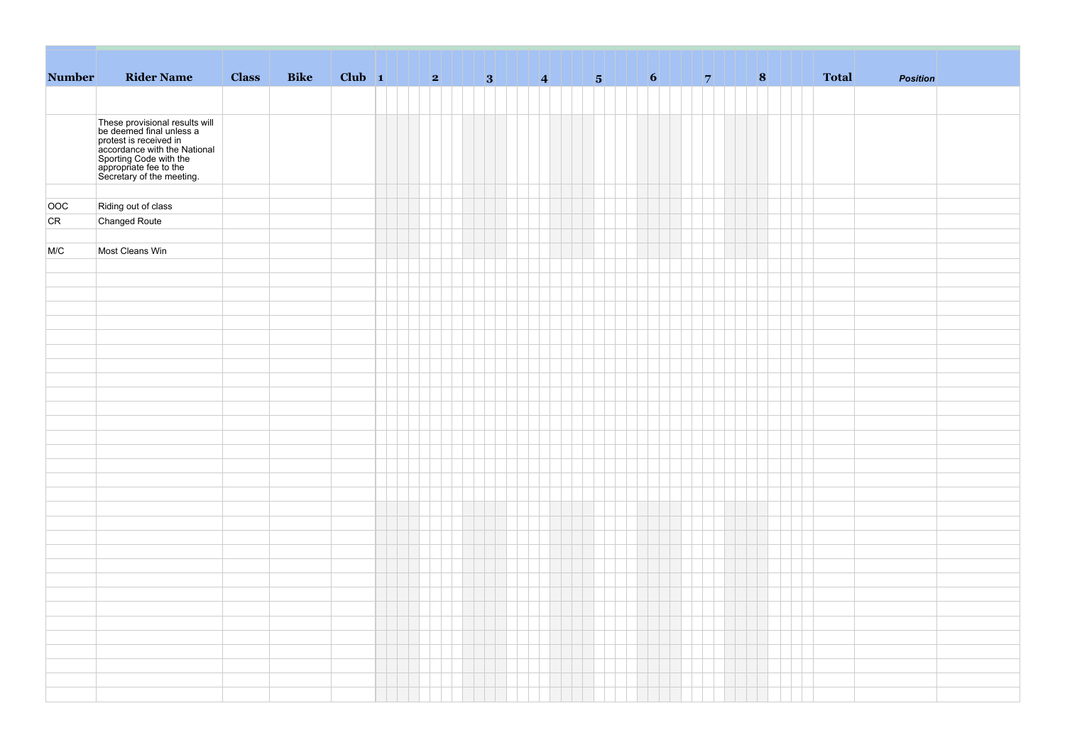| Number | Rider Name | Class | Bike | Club | 1 | 2 | 3 | 4 | 5 | 6 | 7 | 8 | Total | Position |
|---|---|---|---|---|---|---|---|---|---|---|---|---|---|---|
| | | | | | | | | | | | | | | |
| | These provisional results will be deemed final unless a protest is received in accordance with the National Sporting Code with the appropriate fee to the Secretary of the meeting. | | | | | | | | | | | | | |
| | | | | | | | | | | | | | | |
| OOC | Riding out of class | | | | | | | | | | | | | |
| CR | Changed Route | | | | | | | | | | | | | |
| | | | | | | | | | | | | | | |
| M/C | Most Cleans Win | | | | | | | | | | | | | |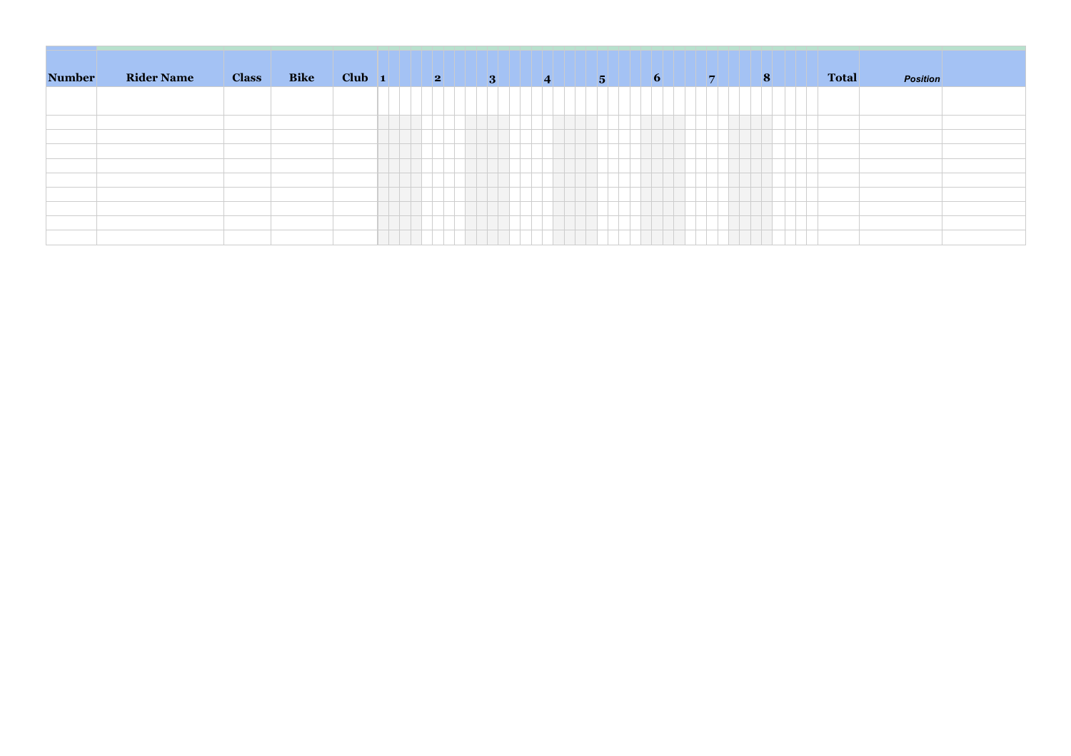| Number | Rider Name | Class | Bike | Club | 1 | 2 | 3 | 4 | 5 | 6 | 7 | 8 | Total | *Position* | |
|---|---|---|---|---|---|---|---|---|---|---|---|---|---|---|---|
| | | | | | | | | | | | | | | | |
| | | | | | | | | | | | | | | | |
| | | | | | | | | | | | | | | | |
| | | | | | | | | | | | | | | | |
| | | | | | | | | | | | | | | | |
| | | | | | | | | | | | | | | | |
| | | | | | | | | | | | | | | | |
| | | | | | | | | | | | | | | | |
| | | | | | | | | | | | | | | | |
| | | | | | | | | | | | | | | | |